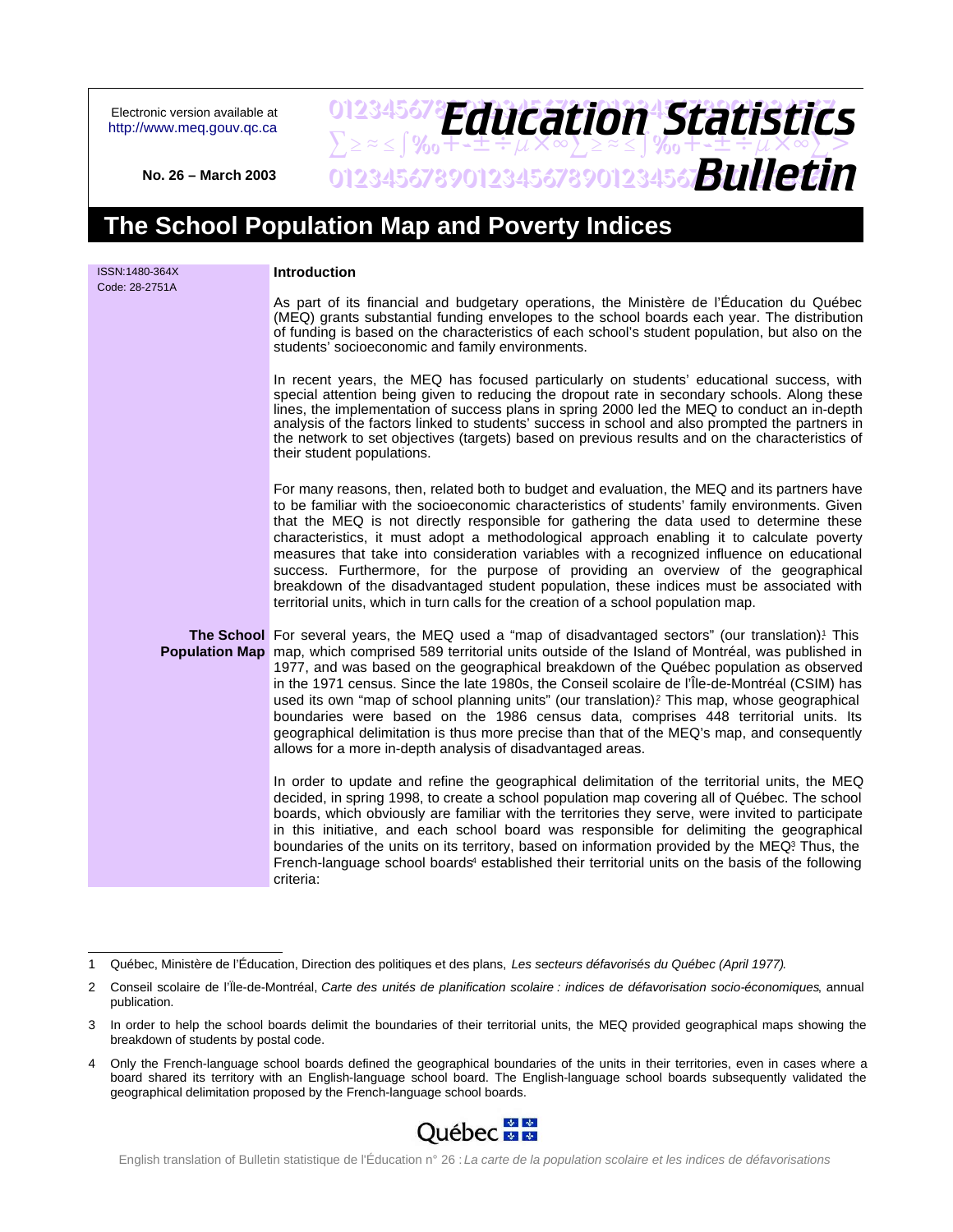Electronic version available at http://www.meq.gouv.qc.ca

No. 26 – March 2003

# Education Statistics Bulletin

# The School Population Map and Poverty Indices

ISSN:1480-364X
Code: 28-2751A

## Introduction

As part of its financial and budgetary operations, the Ministère de l'Éducation du Québec (MEQ) grants substantial funding envelopes to the school boards each year. The distribution of funding is based on the characteristics of each school's student population, but also on the students' socioeconomic and family environments.

In recent years, the MEQ has focused particularly on students' educational success, with special attention being given to reducing the dropout rate in secondary schools. Along these lines, the implementation of success plans in spring 2000 led the MEQ to conduct an in-depth analysis of the factors linked to students' success in school and also prompted the partners in the network to set objectives (targets) based on previous results and on the characteristics of their student populations.

For many reasons, then, related both to budget and evaluation, the MEQ and its partners have to be familiar with the socioeconomic characteristics of students' family environments. Given that the MEQ is not directly responsible for gathering the data used to determine these characteristics, it must adopt a methodological approach enabling it to calculate poverty measures that take into consideration variables with a recognized influence on educational success. Furthermore, for the purpose of providing an overview of the geographical breakdown of the disadvantaged student population, these indices must be associated with territorial units, which in turn calls for the creation of a school population map.

## The School Population Map

For several years, the MEQ used a "map of disadvantaged sectors" (our translation).[1] This map, which comprised 589 territorial units outside of the Island of Montréal, was published in 1977, and was based on the geographical breakdown of the Québec population as observed in the 1971 census. Since the late 1980s, the Conseil scolaire de l'Île-de-Montréal (CSIM) has used its own "map of school planning units" (our translation).[2] This map, whose geographical boundaries were based on the 1986 census data, comprises 448 territorial units. Its geographical delimitation is thus more precise than that of the MEQ's map, and consequently allows for a more in-depth analysis of disadvantaged areas.

In order to update and refine the geographical delimitation of the territorial units, the MEQ decided, in spring 1998, to create a school population map covering all of Québec. The school boards, which obviously are familiar with the territories they serve, were invited to participate in this initiative, and each school board was responsible for delimiting the geographical boundaries of the units on its territory, based on information provided by the MEQ.[3] Thus, the French-language school boards[4] established their territorial units on the basis of the following criteria:

---

1 Québec, Ministère de l'Éducation, Direction des politiques et des plans, *Les secteurs défavorisés du Québec (April 1977).*

2 Conseil scolaire de l'Île-de-Montréal, *Carte des unités de planification scolaire : indices de défavorisation socio-économiques*, annual publication.

3 In order to help the school boards delimit the boundaries of their territorial units, the MEQ provided geographical maps showing the breakdown of students by postal code.

4 Only the French-language school boards defined the geographical boundaries of the units in their territories, even in cases where a board shared its territory with an English-language school board. The English-language school boards subsequently validated the geographical delimitation proposed by the French-language school boards.

English translation of Bulletin statistique de l'Éducation n° 26 : *La carte de la population scolaire et les indices de défavorisations*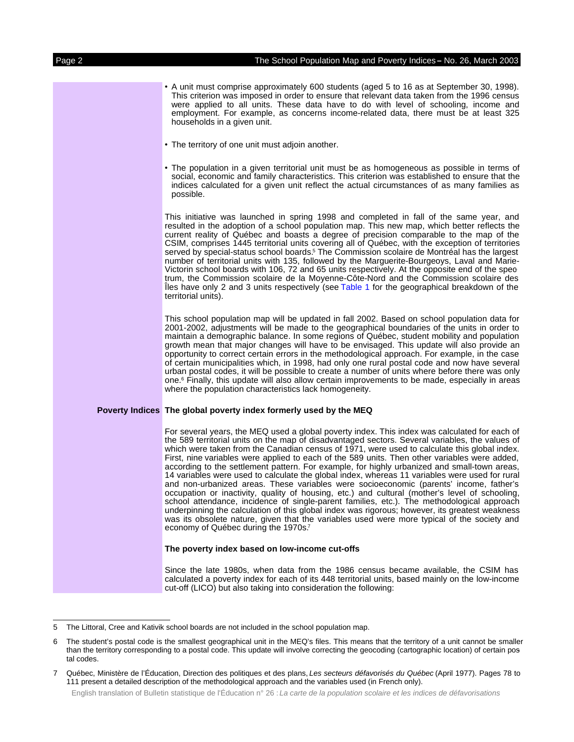- A unit must comprise approximately 600 students (aged 5 to 16 as at September 30, 1998). This criterion was imposed in order to ensure that relevant data taken from the 1996 census were applied to all units. These data have to do with level of schooling, income and employment. For example, as concerns income-related data, there must be at least 325 households in a given unit.

- The territory of one unit must adjoin another.

- The population in a given territorial unit must be as homogeneous as possible in terms of social, economic and family characteristics. This criterion was established to ensure that the indices calculated for a given unit reflect the actual circumstances of as many families as possible.

This initiative was launched in spring 1998 and completed in fall of the same year, and resulted in the adoption of a school population map. This new map, which better reflects the current reality of Québec and boasts a degree of precision comparable to the map of the CSIM, comprises 1445 territorial units covering all of Québec, with the exception of territories served by special-status school boards.[5] The Commission scolaire de Montréal has the largest number of territorial units with 135, followed by the Marguerite-Bourgeoys, Laval and Marie-Victorin school boards with 106, 72 and 65 units respectively. At the opposite end of the spectrum, the Commission scolaire de la Moyenne-Côte-Nord and the Commission scolaire des Îles have only 2 and 3 units respectively (see Table 1 for the geographical breakdown of the territorial units).

This school population map will be updated in fall 2002. Based on school population data for 2001-2002, adjustments will be made to the geographical boundaries of the units in order to maintain a demographic balance. In some regions of Québec, student mobility and population growth mean that major changes will have to be envisaged. This update will also provide an opportunity to correct certain errors in the methodological approach. For example, in the case of certain municipalities which, in 1998, had only one rural postal code and now have several urban postal codes, it will be possible to create a number of units where before there was only one.[6] Finally, this update will also allow certain improvements to be made, especially in areas where the population characteristics lack homogeneity.

## Poverty Indices

### The global poverty index formerly used by the MEQ

For several years, the MEQ used a global poverty index. This index was calculated for each of the 589 territorial units on the map of disadvantaged sectors. Several variables, the values of which were taken from the Canadian census of 1971, were used to calculate this global index. First, nine variables were applied to each of the 589 units. Then other variables were added, according to the settlement pattern. For example, for highly urbanized and small-town areas, 14 variables were used to calculate the global index, whereas 11 variables were used for rural and non-urbanized areas. These variables were socioeconomic (parents' income, father's occupation or inactivity, quality of housing, etc.) and cultural (mother's level of schooling, school attendance, incidence of single-parent families, etc.). The methodological approach underpinning the calculation of this global index was rigorous; however, its greatest weakness was its obsolete nature, given that the variables used were more typical of the society and economy of Québec during the 1970s.[7]

### The poverty index based on low-income cut-offs

Since the late 1980s, when data from the 1986 census became available, the CSIM has calculated a poverty index for each of its 448 territorial units, based mainly on the low-income cut-off (LICO) but also taking into consideration the following:

---

5 The Littoral, Cree and Kativik school boards are not included in the school population map.

6 The student's postal code is the smallest geographical unit in the MEQ's files. This means that the territory of a unit cannot be smaller than the territory corresponding to a postal code. This update will involve correcting the geocoding (cartographic location) of certain postal codes.

7 Québec, Ministère de l'Éducation, Direction des politiques et des plans, *Les secteurs défavorisés du Québec* (April 1977). Pages 78 to 111 present a detailed description of the methodological approach and the variables used (in French only).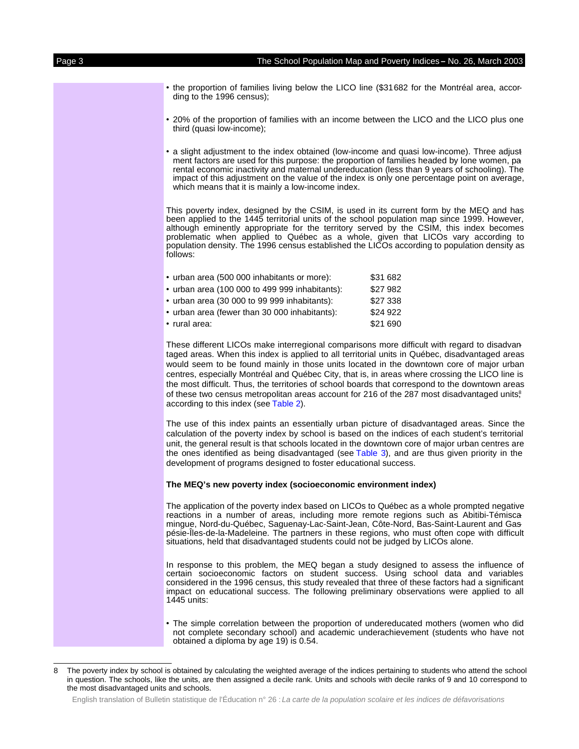- the proportion of families living below the LICO line ($31 682 for the Montréal area, according to the 1996 census);

- 20% of the proportion of families with an income between the LICO and the LICO plus one third (quasi low-income);

- a slight adjustment to the index obtained (low-income and quasi low-income). Three adjustment factors are used for this purpose: the proportion of families headed by lone women, parental economic inactivity and maternal undereducation (less than 9 years of schooling). The impact of this adjustment on the value of the index is only one percentage point on average, which means that it is mainly a low-income index.

This poverty index, designed by the CSIM, is used in its current form by the MEQ and has been applied to the 1445 territorial units of the school population map since 1999. However, although eminently appropriate for the territory served by the CSIM, this index becomes problematic when applied to Québec as a whole, given that LICOs vary according to population density. The 1996 census established the LICOs according to population density as follows:

| | |
|---|---|
| • urban area (500 000 inhabitants or more): | $31 682 |
| • urban area (100 000 to 499 999 inhabitants): | $27 982 |
| • urban area (30 000 to 99 999 inhabitants): | $27 338 |
| • urban area (fewer than 30 000 inhabitants): | $24 922 |
| • rural area: | $21 690 |

These different LICOs make interregional comparisons more difficult with regard to disadvantaged areas. When this index is applied to all territorial units in Québec, disadvantaged areas would seem to be found mainly in those units located in the downtown core of major urban centres, especially Montréal and Québec City, that is, in areas where crossing the LICO line is the most difficult. Thus, the territories of school boards that correspond to the downtown areas of these two census metropolitan areas account for 216 of the 287 most disadvantaged units[8] according to this index (see Table 2).

The use of this index paints an essentially urban picture of disadvantaged areas. Since the calculation of the poverty index by school is based on the indices of each student's territorial unit, the general result is that schools located in the downtown core of major urban centres are the ones identified as being disadvantaged (see Table 3), and are thus given priority in the development of programs designed to foster educational success.

**The MEQ's new poverty index (socioeconomic environment index)**

The application of the poverty index based on LICOs to Québec as a whole prompted negative reactions in a number of areas, including more remote regions such as Abitibi-Témiscamingue, Nord-du-Québec, Saguenay-Lac-Saint-Jean, Côte-Nord, Bas-Saint-Laurent and Gaspésie-Îles-de-la-Madeleine. The partners in these regions, who must often cope with difficult situations, held that disadvantaged students could not be judged by LICOs alone.

In response to this problem, the MEQ began a study designed to assess the influence of certain socioeconomic factors on student success. Using school data and variables considered in the 1996 census, this study revealed that three of these factors had a significant impact on educational success. The following preliminary observations were applied to all 1445 units:

- The simple correlation between the proportion of undereducated mothers (women who did not complete secondary school) and academic underachievement (students who have not obtained a diploma by age 19) is 0.54.

---

8 The poverty index by school is obtained by calculating the weighted average of the indices pertaining to students who attend the school in question. The schools, like the units, are then assigned a decile rank. Units and schools with decile ranks of 9 and 10 correspond to the most disadvantaged units and schools.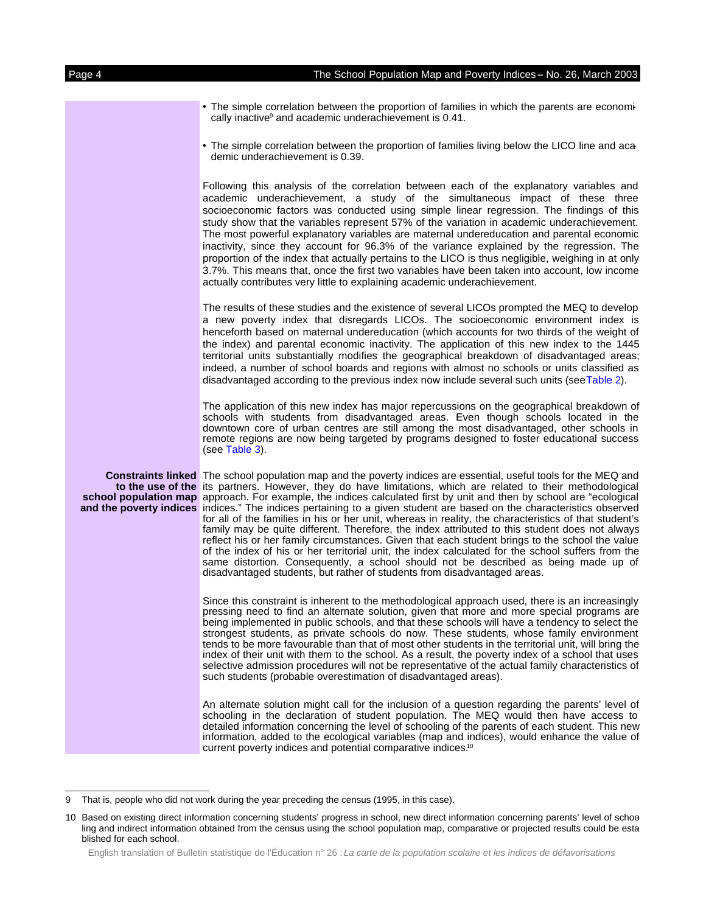- The simple correlation between the proportion of families in which the parents are economically inactive[9] and academic underachievement is 0.41.

- The simple correlation between the proportion of families living below the LICO line and academic underachievement is 0.39.

Following this analysis of the correlation between each of the explanatory variables and academic underachievement, a study of the simultaneous impact of these three socioeconomic factors was conducted using simple linear regression. The findings of this study show that the variables represent 57% of the variation in academic underachievement. The most powerful explanatory variables are maternal undereducation and parental economic inactivity, since they account for 96.3% of the variance explained by the regression. The proportion of the index that actually pertains to the LICO is thus negligible, weighing in at only 3.7%. This means that, once the first two variables have been taken into account, low income actually contributes very little to explaining academic underachievement.

The results of these studies and the existence of several LICOs prompted the MEQ to develop a new poverty index that disregards LICOs. The socioeconomic environment index is henceforth based on maternal undereducation (which accounts for two thirds of the weight of the index) and parental economic inactivity. The application of this new index to the 1445 territorial units substantially modifies the geographical breakdown of disadvantaged areas; indeed, a number of school boards and regions with almost no schools or units classified as disadvantaged according to the previous index now include several such units (see Table 2).

The application of this new index has major repercussions on the geographical breakdown of schools with students from disadvantaged areas. Even though schools located in the downtown core of urban centres are still among the most disadvantaged, other schools in remote regions are now being targeted by programs designed to foster educational success (see Table 3).

## Constraints linked to the use of the school population map and the poverty indices

The school population map and the poverty indices are essential, useful tools for the MEQ and its partners. However, they do have limitations, which are related to their methodological approach. For example, the indices calculated first by unit and then by school are "ecological indices." The indices pertaining to a given student are based on the characteristics observed for all of the families in his or her unit, whereas in reality, the characteristics of that student's family may be quite different. Therefore, the index attributed to this student does not always reflect his or her family circumstances. Given that each student brings to the school the value of the index of his or her territorial unit, the index calculated for the school suffers from the same distortion. Consequently, a school should not be described as being made up of disadvantaged students, but rather of students from disadvantaged areas.

Since this constraint is inherent to the methodological approach used, there is an increasingly pressing need to find an alternate solution, given that more and more special programs are being implemented in public schools, and that these schools will have a tendency to select the strongest students, as private schools do now. These students, whose family environment tends to be more favourable than that of most other students in the territorial unit, will bring the index of their unit with them to the school. As a result, the poverty index of a school that uses selective admission procedures will not be representative of the actual family characteristics of such students (probable overestimation of disadvantaged areas).

An alternate solution might call for the inclusion of a question regarding the parents' level of schooling in the declaration of student population. The MEQ would then have access to detailed information concerning the level of schooling of the parents of each student. This new information, added to the ecological variables (map and indices), would enhance the value of current poverty indices and potential comparative indices.[10]

---

9 That is, people who did not work during the year preceding the census (1995, in this case).

10 Based on existing direct information concerning students' progress in school, new direct information concerning parents' level of schooling and indirect information obtained from the census using the school population map, comparative or projected results could be established for each school.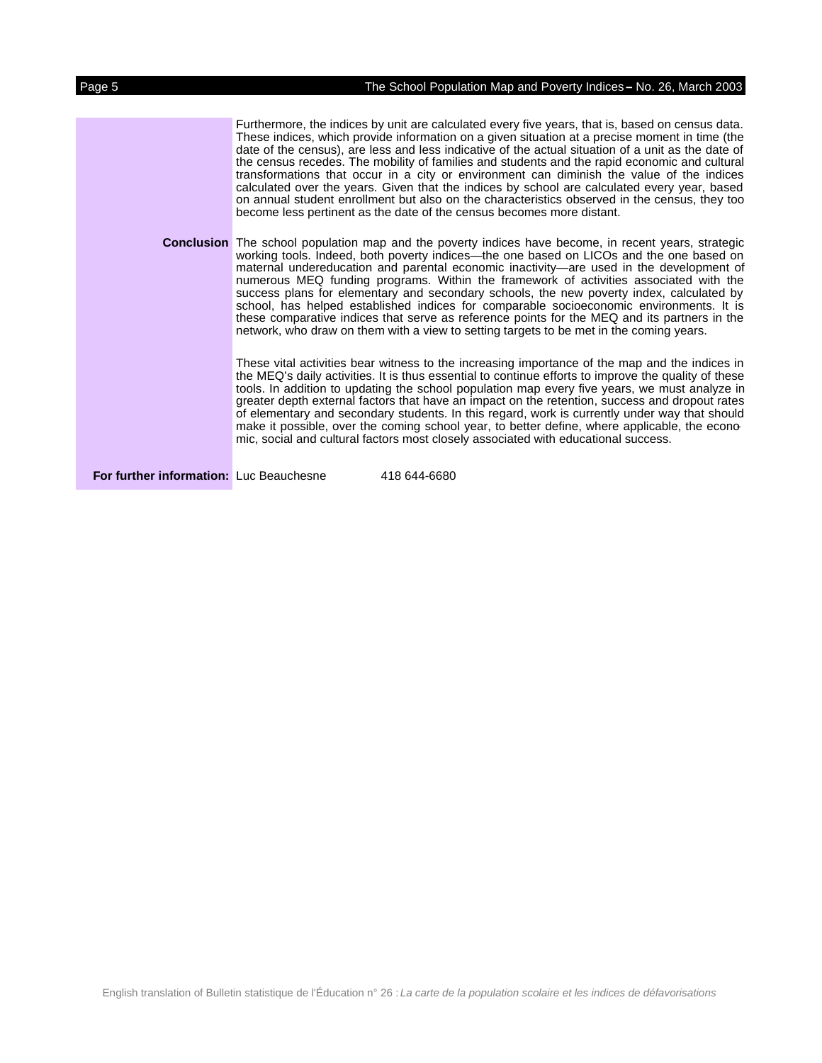Furthermore, the indices by unit are calculated every five years, that is, based on census data. These indices, which provide information on a given situation at a precise moment in time (the date of the census), are less and less indicative of the actual situation of a unit as the date of the census recedes. The mobility of families and students and the rapid economic and cultural transformations that occur in a city or environment can diminish the value of the indices calculated over the years. Given that the indices by school are calculated every year, based on annual student enrollment but also on the characteristics observed in the census, they too become less pertinent as the date of the census becomes more distant.

**Conclusion**

The school population map and the poverty indices have become, in recent years, strategic working tools. Indeed, both poverty indices—the one based on LICOs and the one based on maternal undereducation and parental economic inactivity—are used in the development of numerous MEQ funding programs. Within the framework of activities associated with the success plans for elementary and secondary schools, the new poverty index, calculated by school, has helped established indices for comparable socioeconomic environments. It is these comparative indices that serve as reference points for the MEQ and its partners in the network, who draw on them with a view to setting targets to be met in the coming years.

These vital activities bear witness to the increasing importance of the map and the indices in the MEQ's daily activities. It is thus essential to continue efforts to improve the quality of these tools. In addition to updating the school population map every five years, we must analyze in greater depth external factors that have an impact on the retention, success and dropout rates of elementary and secondary students. In this regard, work is currently under way that should make it possible, over the coming school year, to better define, where applicable, the economic, social and cultural factors most closely associated with educational success.

**For further information:** Luc Beauchesne 418 644-6680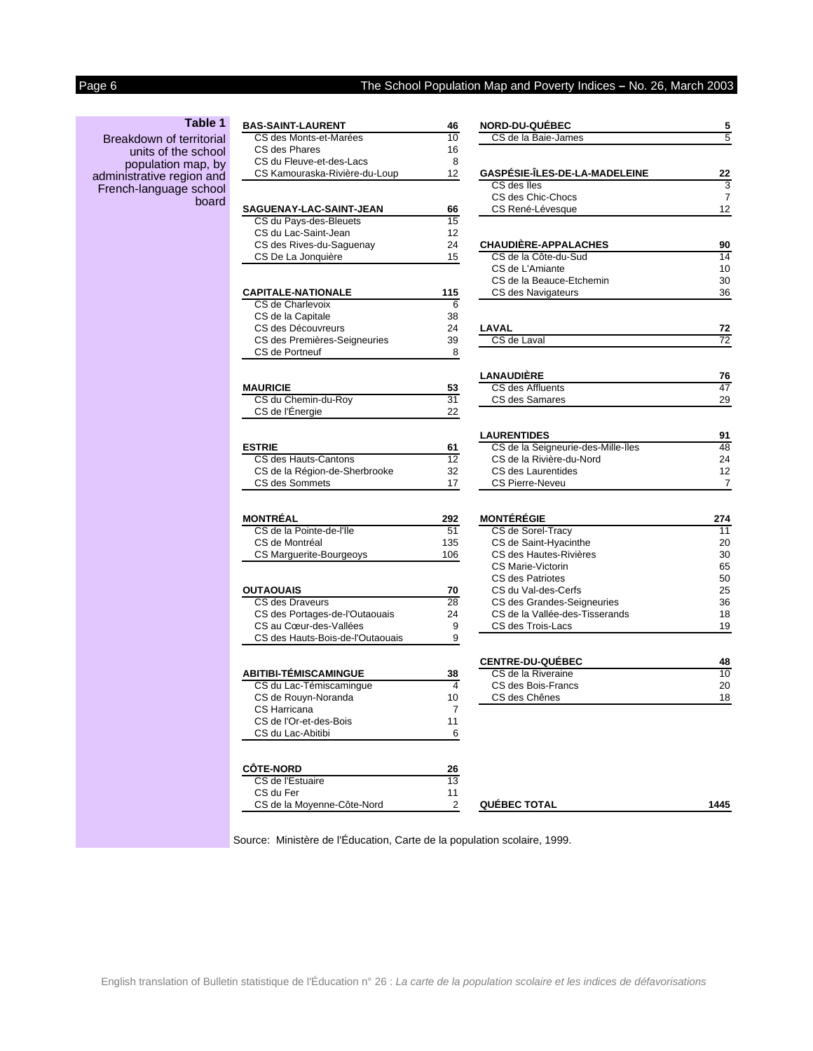**Table 1**

Breakdown of territorial units of the school population map, by administrative region and French-language school board

| Region / School board | Units |
|---|---|
| **BAS-SAINT-LAURENT** | **46** |
| CS des Monts-et-Marées | 10 |
| CS des Phares | 16 |
| CS du Fleuve-et-des-Lacs | 8 |
| CS Kamouraska-Rivière-du-Loup | 12 |
| **SAGUENAY-LAC-SAINT-JEAN** | **66** |
| CS du Pays-des-Bleuets | 15 |
| CS du Lac-Saint-Jean | 12 |
| CS des Rives-du-Saguenay | 24 |
| CS De La Jonquière | 15 |
| **CAPITALE-NATIONALE** | **115** |
| CS de Charlevoix | 6 |
| CS de la Capitale | 38 |
| CS des Découvreurs | 24 |
| CS des Premières-Seigneuries | 39 |
| CS de Portneuf | 8 |
| **MAURICIE** | **53** |
| CS du Chemin-du-Roy | 31 |
| CS de l'Énergie | 22 |
| **ESTRIE** | **61** |
| CS des Hauts-Cantons | 12 |
| CS de la Région-de-Sherbrooke | 32 |
| CS des Sommets | 17 |
| **MONTRÉAL** | **292** |
| CS de la Pointe-de-l'Île | 51 |
| CS de Montréal | 135 |
| CS Marguerite-Bourgeoys | 106 |
| **OUTAOUAIS** | **70** |
| CS des Draveurs | 28 |
| CS des Portages-de-l'Outaouais | 24 |
| CS au Cœur-des-Vallées | 9 |
| CS des Hauts-Bois-de-l'Outaouais | 9 |
| **ABITIBI-TÉMISCAMINGUE** | **38** |
| CS du Lac-Témiscamingue | 4 |
| CS de Rouyn-Noranda | 10 |
| CS Harricana | 7 |
| CS de l'Or-et-des-Bois | 11 |
| CS du Lac-Abitibi | 6 |
| **CÔTE-NORD** | **26** |
| CS de l'Estuaire | 13 |
| CS du Fer | 11 |
| CS de la Moyenne-Côte-Nord | 2 |
| **NORD-DU-QUÉBEC** | **5** |
| CS de la Baie-James | 5 |
| **GASPÉSIE-ÎLES-DE-LA-MADELEINE** | **22** |
| CS des Îles | 3 |
| CS des Chic-Chocs | 7 |
| CS René-Lévesque | 12 |
| **CHAUDIÈRE-APPALACHES** | **90** |
| CS de la Côte-du-Sud | 14 |
| CS de L'Amiante | 10 |
| CS de la Beauce-Etchemin | 30 |
| CS des Navigateurs | 36 |
| **LAVAL** | **72** |
| CS de Laval | 72 |
| **LANAUDIÈRE** | **76** |
| CS des Affluents | 47 |
| CS des Samares | 29 |
| **LAURENTIDES** | **91** |
| CS de la Seigneurie-des-Mille-Îles | 48 |
| CS de la Rivière-du-Nord | 24 |
| CS des Laurentides | 12 |
| CS Pierre-Neveu | 7 |
| **MONTÉRÉGIE** | **274** |
| CS de Sorel-Tracy | 11 |
| CS de Saint-Hyacinthe | 20 |
| CS des Hautes-Rivières | 30 |
| CS Marie-Victorin | 65 |
| CS des Patriotes | 50 |
| CS du Val-des-Cerfs | 25 |
| CS des Grandes-Seigneuries | 36 |
| CS de la Vallée-des-Tisserands | 18 |
| CS des Trois-Lacs | 19 |
| **CENTRE-DU-QUÉBEC** | **48** |
| CS de la Riveraine | 10 |
| CS des Bois-Francs | 20 |
| CS des Chênes | 18 |
| **QUÉBEC TOTAL** | **1445** |

Source: Ministère de l'Éducation, Carte de la population scolaire, 1999.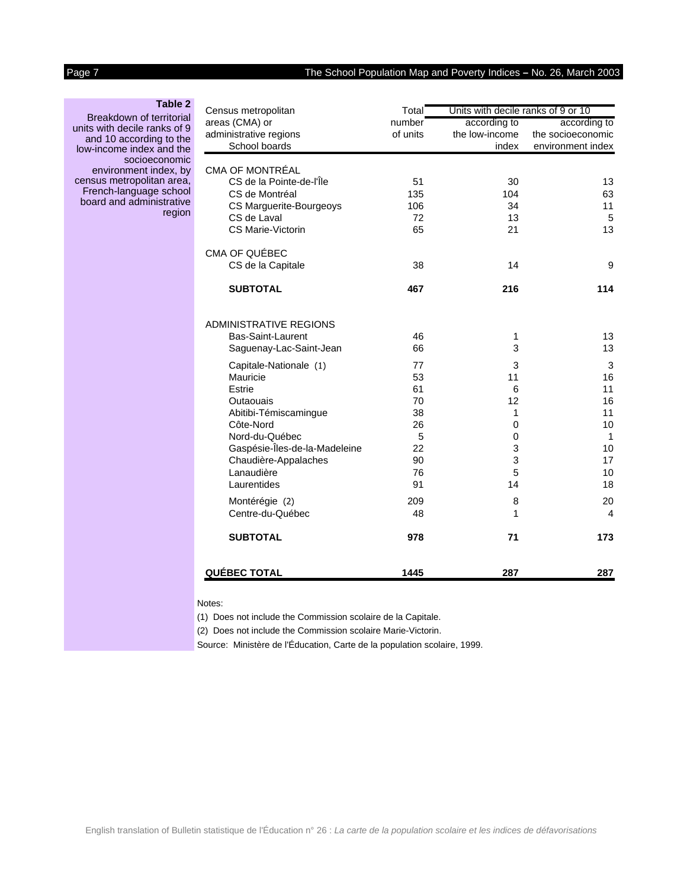**Table 2**
Breakdown of territorial units with decile ranks of 9 and 10 according to the low-income index and the socioeconomic environment index, by census metropolitan area, French-language school board and administrative region

| Census metropolitan areas (CMA) or administrative regions School boards | Total number of units | Units with decile ranks of 9 or 10 | |
|---|---|---|---|
| | | according to the low-income index | according to the socioeconomic environment index |
| CMA OF MONTRÉAL | | | |
| CS de la Pointe-de-l'Île | 51 | 30 | 13 |
| CS de Montréal | 135 | 104 | 63 |
| CS Marguerite-Bourgeoys | 106 | 34 | 11 |
| CS de Laval | 72 | 13 | 5 |
| CS Marie-Victorin | 65 | 21 | 13 |
| CMA OF QUÉBEC | | | |
| CS de la Capitale | 38 | 14 | 9 |
| **SUBTOTAL** | **467** | **216** | **114** |
| ADMINISTRATIVE REGIONS | | | |
| Bas-Saint-Laurent | 46 | 1 | 13 |
| Saguenay-Lac-Saint-Jean | 66 | 3 | 13 |
| Capitale-Nationale (1) | 77 | 3 | 3 |
| Mauricie | 53 | 11 | 16 |
| Estrie | 61 | 6 | 11 |
| Outaouais | 70 | 12 | 16 |
| Abitibi-Témiscamingue | 38 | 1 | 11 |
| Côte-Nord | 26 | 0 | 10 |
| Nord-du-Québec | 5 | 0 | 1 |
| Gaspésie-Îles-de-la-Madeleine | 22 | 3 | 10 |
| Chaudière-Appalaches | 90 | 3 | 17 |
| Lanaudière | 76 | 5 | 10 |
| Laurentides | 91 | 14 | 18 |
| Montérégie (2) | 209 | 8 | 20 |
| Centre-du-Québec | 48 | 1 | 4 |
| **SUBTOTAL** | **978** | **71** | **173** |
| **QUÉBEC TOTAL** | **1445** | **287** | **287** |

Notes:

(1) Does not include the Commission scolaire de la Capitale.

(2) Does not include the Commission scolaire Marie-Victorin.

Source: Ministère de l'Éducation, Carte de la population scolaire, 1999.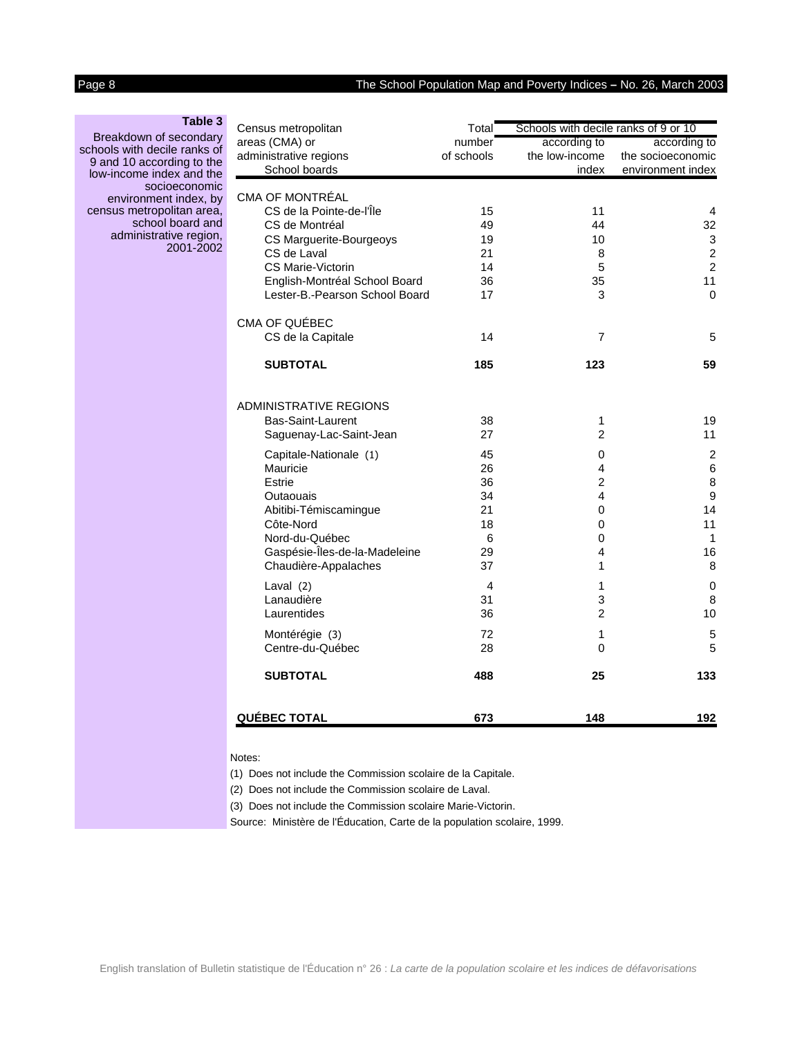**Table 3**
Breakdown of secondary schools with decile ranks of 9 and 10 according to the low-income index and the socioeconomic environment index, by census metropolitan area, school board and administrative region, 2001-2002

| Census metropolitan areas (CMA) or administrative regions<br>School boards | Total number of schools | Schools with decile ranks of 9 or 10 | |
|---|---|---|---|
| | | according to the low-income index | according to the socioeconomic environment index |
| CMA OF MONTRÉAL | | | |
| CS de la Pointe-de-l'Île | 15 | 11 | 4 |
| CS de Montréal | 49 | 44 | 32 |
| CS Marguerite-Bourgeoys | 19 | 10 | 3 |
| CS de Laval | 21 | 8 | 2 |
| CS Marie-Victorin | 14 | 5 | 2 |
| English-Montréal School Board | 36 | 35 | 11 |
| Lester-B.-Pearson School Board | 17 | 3 | 0 |
| CMA OF QUÉBEC | | | |
| CS de la Capitale | 14 | 7 | 5 |
| **SUBTOTAL** | **185** | **123** | **59** |
| ADMINISTRATIVE REGIONS | | | |
| Bas-Saint-Laurent | 38 | 1 | 19 |
| Saguenay-Lac-Saint-Jean | 27 | 2 | 11 |
| Capitale-Nationale (1) | 45 | 0 | 2 |
| Mauricie | 26 | 4 | 6 |
| Estrie | 36 | 2 | 8 |
| Outaouais | 34 | 4 | 9 |
| Abitibi-Témiscamingue | 21 | 0 | 14 |
| Côte-Nord | 18 | 0 | 11 |
| Nord-du-Québec | 6 | 0 | 1 |
| Gaspésie-Îles-de-la-Madeleine | 29 | 4 | 16 |
| Chaudière-Appalaches | 37 | 1 | 8 |
| Laval (2) | 4 | 1 | 0 |
| Lanaudière | 31 | 3 | 8 |
| Laurentides | 36 | 2 | 10 |
| Montérégie (3) | 72 | 1 | 5 |
| Centre-du-Québec | 28 | 0 | 5 |
| **SUBTOTAL** | **488** | **25** | **133** |
| **QUÉBEC TOTAL** | **673** | **148** | **192** |

Notes:

(1) Does not include the Commission scolaire de la Capitale.

(2) Does not include the Commission scolaire de Laval.

(3) Does not include the Commission scolaire Marie-Victorin.

Source: Ministère de l'Éducation, Carte de la population scolaire, 1999.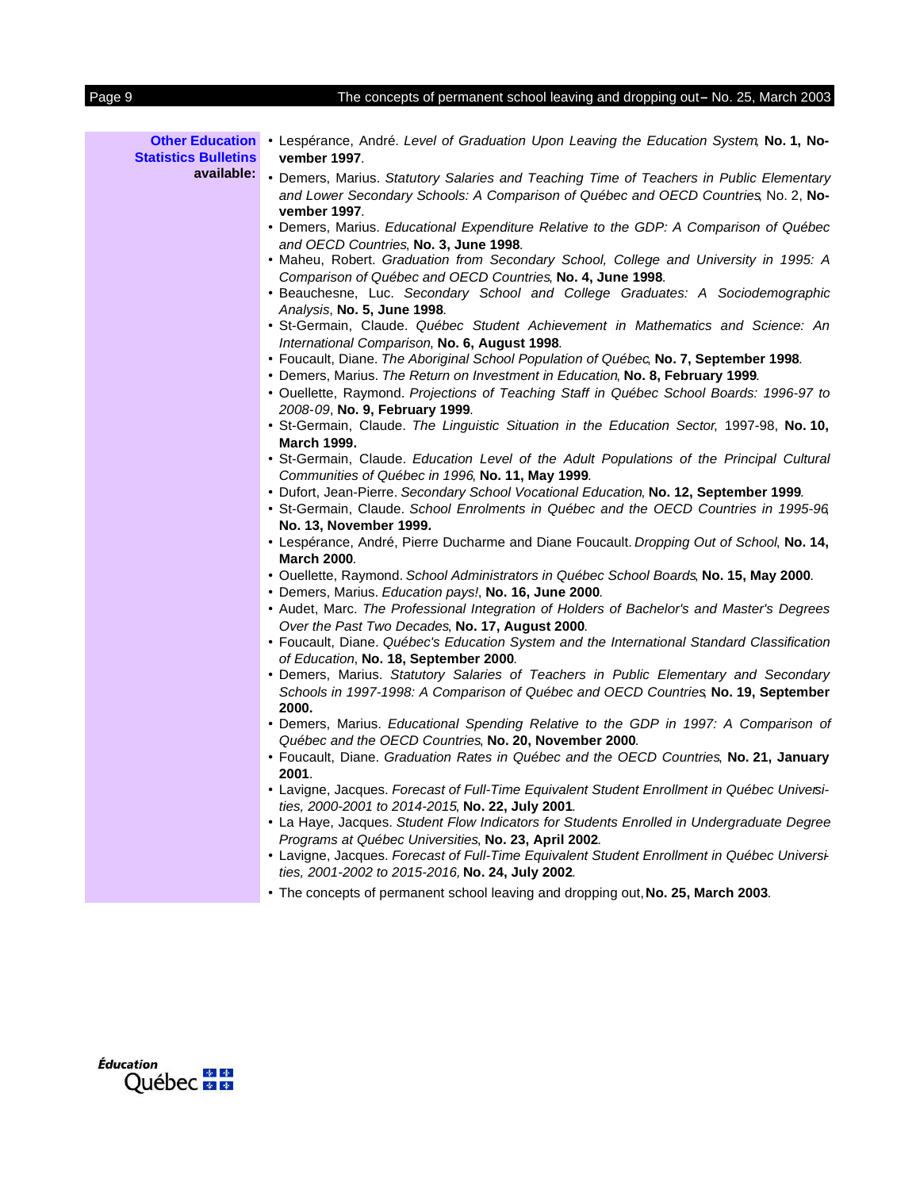**Other Education Statistics Bulletins available:**

- Lespérance, André. *Level of Graduation Upon Leaving the Education System*, **No. 1, November 1997**.
- Demers, Marius. *Statutory Salaries and Teaching Time of Teachers in Public Elementary and Lower Secondary Schools: A Comparison of Québec and OECD Countries*, No. 2, **November 1997**.
- Demers, Marius. *Educational Expenditure Relative to the GDP: A Comparison of Québec and OECD Countries*, **No. 3, June 1998**.
- Maheu, Robert. *Graduation from Secondary School, College and University in 1995: A Comparison of Québec and OECD Countries*, **No. 4, June 1998**.
- Beauchesne, Luc. *Secondary School and College Graduates: A Sociodemographic Analysis*, **No. 5, June 1998**.
- St-Germain, Claude. *Québec Student Achievement in Mathematics and Science: An International Comparison*, **No. 6, August 1998**.
- Foucault, Diane. *The Aboriginal School Population of Québec*, **No. 7, September 1998**.
- Demers, Marius. *The Return on Investment in Education*, **No. 8, February 1999**.
- Ouellette, Raymond. *Projections of Teaching Staff in Québec School Boards: 1996-97 to 2008-09*, **No. 9, February 1999**.
- St-Germain, Claude. *The Linguistic Situation in the Education Sector*, 1997-98, **No. 10, March 1999.**
- St-Germain, Claude. *Education Level of the Adult Populations of the Principal Cultural Communities of Québec in 1996*, **No. 11, May 1999**.
- Dufort, Jean-Pierre. *Secondary School Vocational Education*, **No. 12, September 1999**.
- St-Germain, Claude. *School Enrolments in Québec and the OECD Countries in 1995-96*, **No. 13, November 1999.**
- Lespérance, André, Pierre Ducharme and Diane Foucault. *Dropping Out of School*, **No. 14, March 2000**.
- Ouellette, Raymond. *School Administrators in Québec School Boards*, **No. 15, May 2000**.
- Demers, Marius. *Education pays!*, **No. 16, June 2000**.
- Audet, Marc. *The Professional Integration of Holders of Bachelor's and Master's Degrees Over the Past Two Decades*, **No. 17, August 2000**.
- Foucault, Diane. *Québec's Education System and the International Standard Classification of Education*, **No. 18, September 2000**.
- Demers, Marius. *Statutory Salaries of Teachers in Public Elementary and Secondary Schools in 1997-1998: A Comparison of Québec and OECD Countries*, **No. 19, September 2000.**
- Demers, Marius. *Educational Spending Relative to the GDP in 1997: A Comparison of Québec and the OECD Countries*, **No. 20, November 2000**.
- Foucault, Diane. *Graduation Rates in Québec and the OECD Countries*, **No. 21, January 2001**.
- Lavigne, Jacques. *Forecast of Full-Time Equivalent Student Enrollment in Québec Universities, 2000-2001 to 2014-2015*, **No. 22, July 2001**.
- La Haye, Jacques. *Student Flow Indicators for Students Enrolled in Undergraduate Degree Programs at Québec Universities*, **No. 23, April 2002**.
- Lavigne, Jacques. *Forecast of Full-Time Equivalent Student Enrollment in Québec Universities, 2001-2002 to 2015-2016,* **No. 24, July 2002**.
- The concepts of permanent school leaving and dropping out, **No. 25, March 2003**.

Éducation Québec